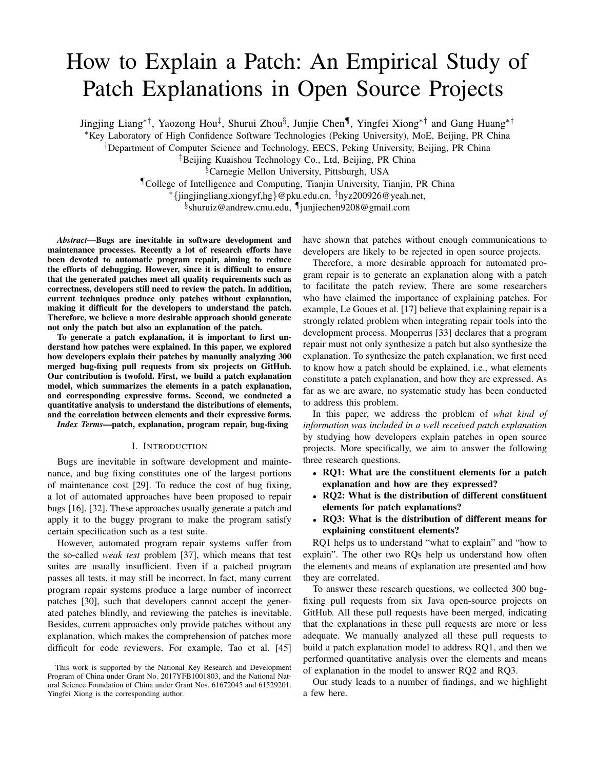# How to Explain a Patch: An Empirical Study of Patch Explanations in Open Source Projects

Jingjing Liang[*†], Yaozong Hou[‡], Shurui Zhou[§], Junjie Chen[¶], Yingfei Xiong[*†] and Gang Huang[*†]

[*]Key Laboratory of High Confidence Software Technologies (Peking University), MoE, Beijing, PR China

[†]Department of Computer Science and Technology, EECS, Peking University, Beijing, PR China

[‡]Beijing Kuaishou Technology Co., Ltd, Beijing, PR China

[§]Carnegie Mellon University, Pittsburgh, USA

[¶]College of Intelligence and Computing, Tianjin University, Tianjin, PR China

[*]{jingjingliang,xiongyf,hg}@pku.edu.cn, [‡]hyz200926@yeah.net,

[§]shuruiz@andrew.cmu.edu, [¶]junjiechen9208@gmail.com

***Abstract*—Bugs are inevitable in software development and maintenance processes. Recently a lot of research efforts have been devoted to automatic program repair, aiming to reduce the efforts of debugging. However, since it is difficult to ensure that the generated patches meet all quality requirements such as correctness, developers still need to review the patch. In addition, current techniques produce only patches without explanation, making it difficult for the developers to understand the patch. Therefore, we believe a more desirable approach should generate not only the patch but also an explanation of the patch.**

**To generate a patch explanation, it is important to first understand how patches were explained. In this paper, we explored how developers explain their patches by manually analyzing 300 merged bug-fixing pull requests from six projects on GitHub. Our contribution is twofold. First, we build a patch explanation model, which summarizes the elements in a patch explanation, and corresponding expressive forms. Second, we conducted a quantitative analysis to understand the distributions of elements, and the correlation between elements and their expressive forms.**

***Index Terms*—patch, explanation, program repair, bug-fixing**

## I. Introduction

Bugs are inevitable in software development and maintenance, and bug fixing constitutes one of the largest portions of maintenance cost [29]. To reduce the cost of bug fixing, a lot of automated approaches have been proposed to repair bugs [16], [32]. These approaches usually generate a patch and apply it to the buggy program to make the program satisfy certain specification such as a test suite.

However, automated program repair systems suffer from the so-called *weak test* problem [37], which means that test suites are usually insufficient. Even if a patched program passes all tests, it may still be incorrect. In fact, many current program repair systems produce a large number of incorrect patches [30], such that developers cannot accept the generated patches blindly, and reviewing the patches is inevitable. Besides, current approaches only provide patches without any explanation, which makes the comprehension of patches more difficult for code reviewers. For example, Tao et al. [45] have shown that patches without enough communications to developers are likely to be rejected in open source projects.

Therefore, a more desirable approach for automated program repair is to generate an explanation along with a patch to facilitate the patch review. There are some researchers who have claimed the importance of explaining patches. For example, Le Goues et al. [17] believe that explaining repair is a strongly related problem when integrating repair tools into the development process. Monperrus [33] declares that a program repair must not only synthesize a patch but also synthesize the explanation. To synthesize the patch explanation, we first need to know how a patch should be explained, i.e., what elements constitute a patch explanation, and how they are expressed. As far as we are aware, no systematic study has been conducted to address this problem.

In this paper, we address the problem of *what kind of information was included in a well received patch explanation* by studying how developers explain patches in open source projects. More specifically, we aim to answer the following three research questions.

- **RQ1: What are the constituent elements for a patch explanation and how are they expressed?**
- **RQ2: What is the distribution of different constituent elements for patch explanations?**
- **RQ3: What is the distribution of different means for explaining constituent elements?**

RQ1 helps us to understand "what to explain" and "how to explain". The other two RQs help us understand how often the elements and means of explanation are presented and how they are correlated.

To answer these research questions, we collected 300 bug-fixing pull requests from six Java open-source projects on GitHub. All these pull requests have been merged, indicating that the explanations in these pull requests are more or less adequate. We manually analyzed all these pull requests to build a patch explanation model to address RQ1, and then we performed quantitative analysis over the elements and means of explanation in the model to answer RQ2 and RQ3.

Our study leads to a number of findings, and we highlight a few here.

This work is supported by the National Key Research and Development Program of China under Grant No. 2017YFB1001803, and the National Natural Science Foundation of China under Grant Nos. 61672045 and 61529201. Yingfei Xiong is the corresponding author.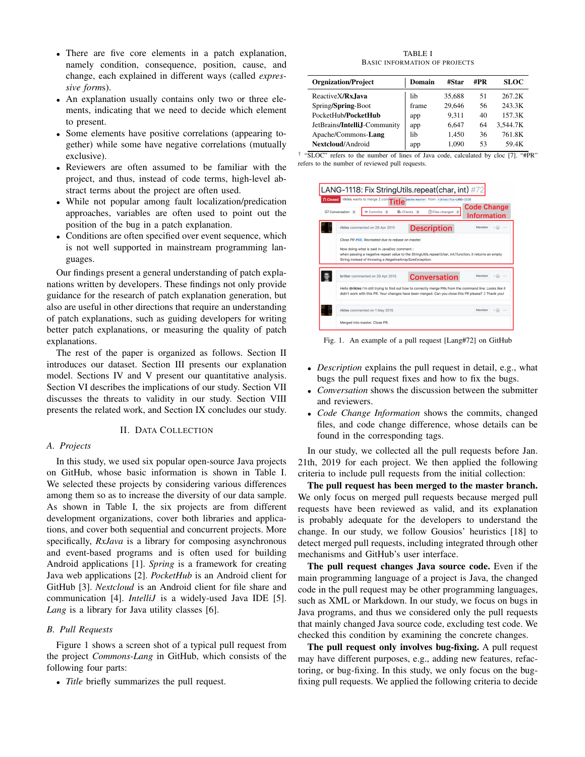- There are five core elements in a patch explanation, namely condition, consequence, position, cause, and change, each explained in different ways (called *expressive forms*).
- An explanation usually contains only two or three elements, indicating that we need to decide which element to present.
- Some elements have positive correlations (appearing together) while some have negative correlations (mutually exclusive).
- Reviewers are often assumed to be familiar with the project, and thus, instead of code terms, high-level abstract terms about the project are often used.
- While not popular among fault localization/prediction approaches, variables are often used to point out the position of the bug in a patch explanation.
- Conditions are often specified over event sequence, which is not well supported in mainstream programming languages.

Our findings present a general understanding of patch explanations written by developers. These findings not only provide guidance for the research of patch explanation generation, but also are useful in other directions that require an understanding of patch explanations, such as guiding developers for writing better patch explanations, or measuring the quality of patch explanations.

The rest of the paper is organized as follows. Section II introduces our dataset. Section III presents our explanation model. Sections IV and V present our quantitative analysis. Section VI describes the implications of our study. Section VII discusses the threats to validity in our study. Section VIII presents the related work, and Section IX concludes our study.

## II. Data Collection

### A. Projects

In this study, we used six popular open-source Java projects on GitHub, whose basic information is shown in Table I. We selected these projects by considering various differences among them so as to increase the diversity of our data sample. As shown in Table I, the six projects are from different development organizations, cover both libraries and applications, and cover both sequential and concurrent projects. More specifically, *RxJava* is a library for composing asynchronous and event-based programs and is often used for building Android applications [1]. *Spring* is a framework for creating Java web applications [2]. *PocketHub* is an Android client for GitHub [3]. *Nextcloud* is an Android client for file share and communication [4]. *IntelliJ* is a widely-used Java IDE [5]. *Lang* is a library for Java utility classes [6].

TABLE I
Basic Information of Projects

| Orgnization/Project | Domain | #Star | #PR | SLOC |
|---|---|---|---|---|
| ReactiveX/**RxJava** | lib | 35,688 | 51 | 267.2K |
| Spring/**Spring**-Boot | frame | 29,646 | 56 | 243.3K |
| PocketHub/**PocketHub** | app | 9,311 | 40 | 157.3K |
| JetBrains/**IntelliJ**-Community | app | 6,647 | 64 | 3,544.7K |
| Apache/Commons-**Lang** | lib | 1,450 | 36 | 761.8K |
| **Nextcloud**/Android | app | 1,090 | 53 | 59.4K |

† "SLOC" refers to the number of lines of Java code, calculated by cloc [7]. "#PR" refers to the number of reviewed pull requests.

Fig. 1. An example of a pull request [Lang#72] on GitHub

### B. Pull Requests

Figure 1 shows a screen shot of a typical pull request from the project *Commons-Lang* in GitHub, which consists of the following four parts:

- *Title* briefly summarizes the pull request.
- *Description* explains the pull request in detail, e.g., what bugs the pull request fixes and how to fix the bugs.
- *Conversation* shows the discussion between the submitter and reviewers.
- *Code Change Information* shows the commits, changed files, and code change difference, whose details can be found in the corresponding tags.

In our study, we collected all the pull requests before Jan. 21th, 2019 for each project. We then applied the following criteria to include pull requests from the initial collection:

**The pull request has been merged to the master branch.** We only focus on merged pull requests because merged pull requests have been reviewed as valid, and its explanation is probably adequate for the developers to understand the change. In our study, we follow Gousios' heuristics [18] to detect merged pull requests, including integrated through other mechanisms and GitHub's user interface.

**The pull request changes Java source code.** Even if the main programming language of a project is Java, the changed code in the pull request may be other programming languages, such as XML or Markdown. In our study, we focus on bugs in Java programs, and thus we considered only the pull requests that mainly changed Java source code, excluding test code. We checked this condition by examining the concrete changes.

**The pull request only involves bug-fixing.** A pull request may have different purposes, e.g., adding new features, refactoring, or bug-fixing. In this study, we only focus on the bug-fixing pull requests. We applied the following criteria to decide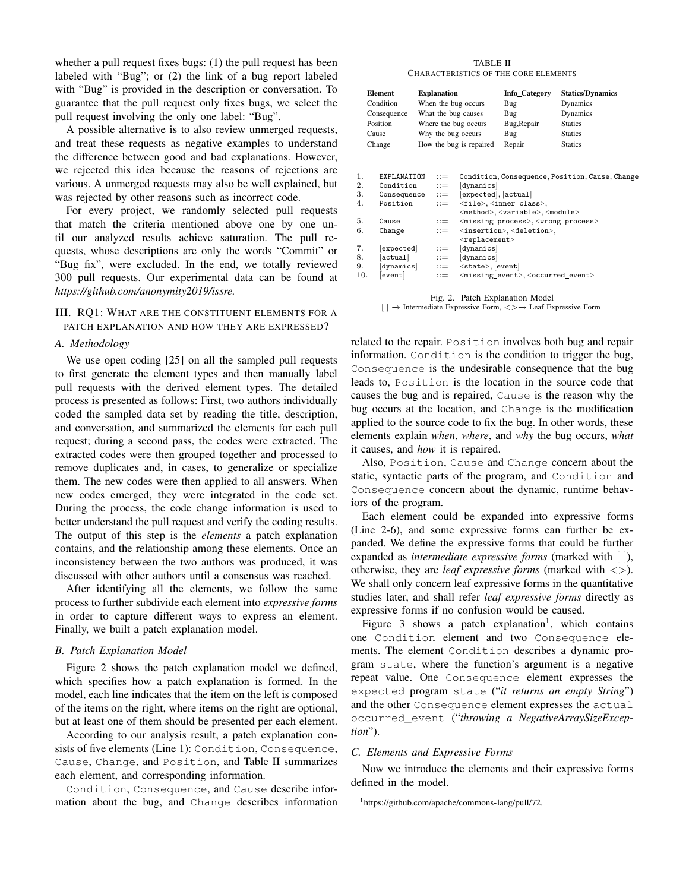whether a pull request fixes bugs: (1) the pull request has been labeled with "Bug"; or (2) the link of a bug report labeled with "Bug" is provided in the description or conversation. To guarantee that the pull request only fixes bugs, we select the pull request involving the only one label: "Bug".

A possible alternative is to also review unmerged requests, and treat these requests as negative examples to understand the difference between good and bad explanations. However, we rejected this idea because the reasons of rejections are various. A unmerged requests may also be well explained, but was rejected by other reasons such as incorrect code.

For every project, we randomly selected pull requests that match the criteria mentioned above one by one until our analyzed results achieve saturation. The pull requests, whose descriptions are only the words "Commit" or "Bug fix", were excluded. In the end, we totally reviewed 300 pull requests. Our experimental data can be found at *https://github.com/anonymity2019/issre.*

## III. RQ1: What are the constituent elements for a patch explanation and how they are expressed?

### A. Methodology

We use open coding [25] on all the sampled pull requests to first generate the element types and then manually label pull requests with the derived element types. The detailed process is presented as follows: First, two authors individually coded the sampled data set by reading the title, description, and conversation, and summarized the elements for each pull request; during a second pass, the codes were extracted. The extracted codes were then grouped together and processed to remove duplicates and, in cases, to generalize or specialize them. The new codes were then applied to all answers. When new codes emerged, they were integrated in the code set. During the process, the code change information is used to better understand the pull request and verify the coding results. The output of this step is the *elements* a patch explanation contains, and the relationship among these elements. Once an inconsistency between the two authors was produced, it was discussed with other authors until a consensus was reached.

After identifying all the elements, we follow the same process to further subdivide each element into *expressive forms* in order to capture different ways to express an element. Finally, we built a patch explanation model.

### B. Patch Explanation Model

Figure 2 shows the patch explanation model we defined, which specifies how a patch explanation is formed. In the model, each line indicates that the item on the left is composed of the items on the right, where items on the right are optional, but at least one of them should be presented per each element.

According to our analysis result, a patch explanation consists of five elements (Line 1): `Condition`, `Consequence`, `Cause`, `Change`, and `Position`, and Table II summarizes each element, and corresponding information.

`Condition`, `Consequence`, and `Cause` describe information about the bug, and `Change` describes information related to the repair. `Position` involves both bug and repair information. `Condition` is the condition to trigger the bug, `Consequence` is the undesirable consequence that the bug leads to, `Position` is the location in the source code that causes the bug and is repaired, `Cause` is the reason why the bug occurs at the location, and `Change` is the modification applied to the source code to fix the bug. In other words, these elements explain *when*, *where*, and *why* the bug occurs, *what* it causes, and *how* it is repaired.

Also, `Position`, `Cause` and `Change` concern about the static, syntactic parts of the program, and `Condition` and `Consequence` concern about the dynamic, runtime behaviors of the program.

TABLE II
Characteristics of the core elements

| Element | Explanation | Info_Category | Statics/Dynamics |
|---|---|---|---|
| Condition | When the bug occurs | Bug | Dynamics |
| Consequence | What the bug causes | Bug | Dynamics |
| Position | Where the bug occurs | Bug,Repair | Statics |
| Cause | Why the bug occurs | Bug | Statics |
| Change | How the bug is repaired | Repair | Statics |

```
1.   EXPLANATION   ::=  Condition, Consequence, Position, Cause, Change
2.   Condition     ::=  [dynamics]
3.   Consequence   ::=  [expected], [actual]
4.   Position      ::=  <file>, <inner_class>,
                        <method>, <variable>, <module>
5.   Cause         ::=  <missing_process>, <wrong_process>
6.   Change        ::=  <insertion>, <deletion>,
                        <replacement>
7.   [expected]    ::=  [dynamics]
8.   [actual]      ::=  [dynamics]
9.   [dynamics]    ::=  <state>, [event]
10.  [event]       ::=  <missing_event>, <occurred_event>
```

Fig. 2. Patch Explanation Model
[ ] → Intermediate Expressive Form, <> → Leaf Expressive Form

Each element could be expanded into expressive forms (Line 2-6), and some expressive forms can further be expanded. We define the expressive forms that could be further expanded as *intermediate expressive forms* (marked with [ ]), otherwise, they are *leaf expressive forms* (marked with <>). We shall only concern leaf expressive forms in the quantitative studies later, and shall refer *leaf expressive forms* directly as expressive forms if no confusion would be caused.

Figure 3 shows a patch explanation[1], which contains one `Condition` element and two `Consequence` elements. The element `Condition` describes a dynamic program `state`, where the function's argument is a negative repeat value. One `Consequence` element expresses the `expected` program `state` ("*it returns an empty String*") and the other `Consequence` element expresses the `actual` `occurred_event` ("*throwing a NegativeArraySizeException*").

### C. Elements and Expressive Forms

Now we introduce the elements and their expressive forms defined in the model.

[1] https://github.com/apache/commons-lang/pull/72.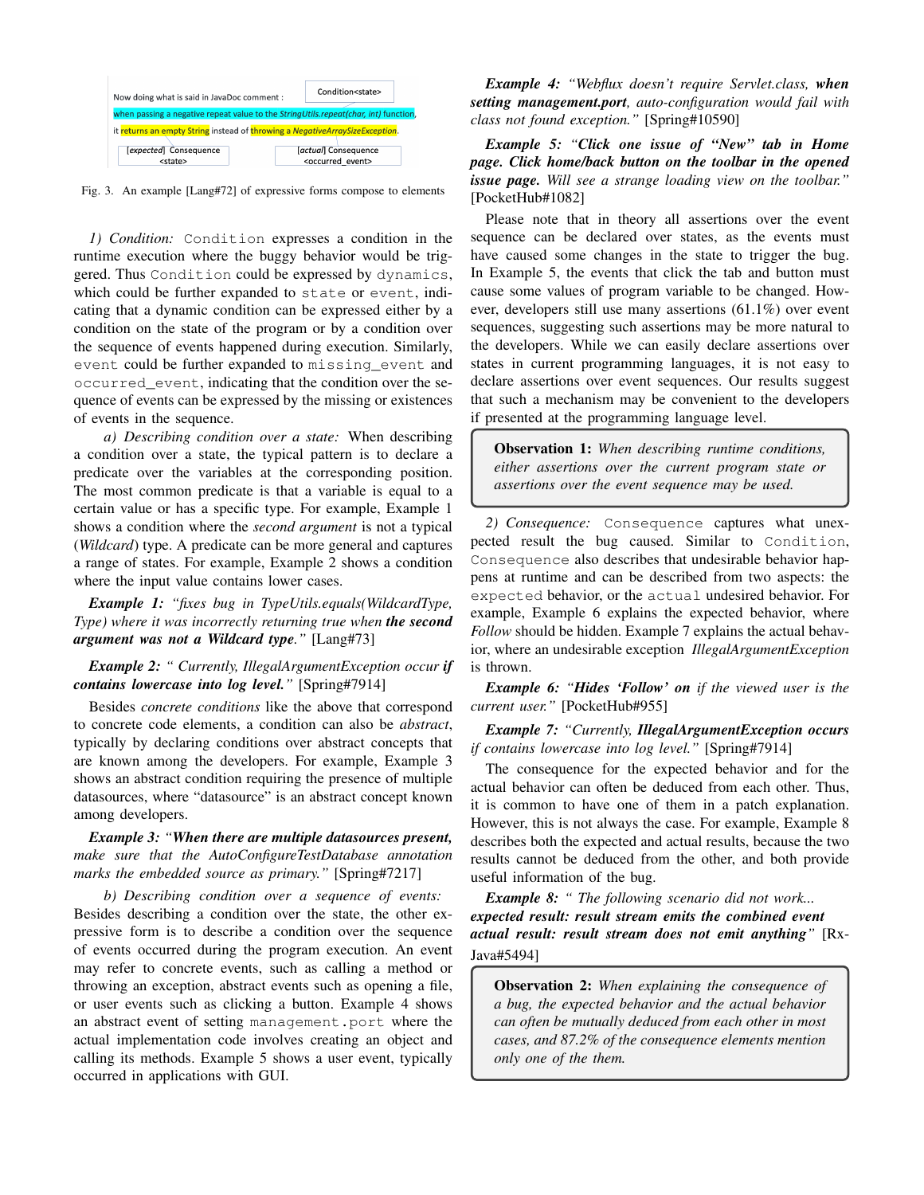Now doing what is said in JavaDoc comment : Condition<state>

when passing a negative repeat value to the *StringUtils.repeat(char, int)* function, it returns an empty String instead of throwing a *NegativeArraySizeException*.

[*expected*] Consequence <state> [*actual*] Consequence <occurred_event>

Fig. 3. An example [Lang#72] of expressive forms compose to elements

*1) Condition:* `Condition` expresses a condition in the runtime execution where the buggy behavior would be triggered. Thus `Condition` could be expressed by `dynamics`, which could be further expanded to `state` or `event`, indicating that a dynamic condition can be expressed either by a condition on the state of the program or by a condition over the sequence of events happened during execution. Similarly, `event` could be further expanded to `missing_event` and `occurred_event`, indicating that the condition over the sequence of events can be expressed by the missing or existences of events in the sequence.

*a) Describing condition over a state:* When describing a condition over a state, the typical pattern is to declare a predicate over the variables at the corresponding position. The most common predicate is that a variable is equal to a certain value or has a specific type. For example, Example 1 shows a condition where the *second argument* is not a typical (*Wildcard*) type. A predicate can be more general and captures a range of states. For example, Example 2 shows a condition where the input value contains lower cases.

***Example 1:*** *"fixes bug in TypeUtils.equals(WildcardType, Type) where it was incorrectly returning true when* ***the second argument was not a Wildcard type****."* [Lang#73]

***Example 2:*** *" Currently, IllegalArgumentException occur* ***if contains lowercase into log level.****"* [Spring#7914]

Besides *concrete conditions* like the above that correspond to concrete code elements, a condition can also be *abstract*, typically by declaring conditions over abstract concepts that are known among the developers. For example, Example 3 shows an abstract condition requiring the presence of multiple datasources, where "datasource" is an abstract concept known among developers.

***Example 3:*** *"****When there are multiple datasources present,*** *make sure that the AutoConfigureTestDatabase annotation marks the embedded source as primary."* [Spring#7217]

*b) Describing condition over a sequence of events:* Besides describing a condition over the state, the other expressive form is to describe a condition over the sequence of events occurred during the program execution. An event may refer to concrete events, such as calling a method or throwing an exception, abstract events such as opening a file, or user events such as clicking a button. Example 4 shows an abstract event of setting `management.port` where the actual implementation code involves creating an object and calling its methods. Example 5 shows a user event, typically occurred in applications with GUI.

***Example 4:*** *"Webflux doesn't require Servlet.class,* ***when setting management.port****, auto-configuration would fail with class not found exception."* [Spring#10590]

***Example 5:*** *"****Click one issue of "New" tab in Home page. Click home/back button on the toolbar in the opened issue page.*** *Will see a strange loading view on the toolbar."* [PocketHub#1082]

Please note that in theory all assertions over the event sequence can be declared over states, as the events must have caused some changes in the state to trigger the bug. In Example 5, the events that click the tab and button must cause some values of program variable to be changed. However, developers still use many assertions (61.1%) over event sequences, suggesting such assertions may be more natural to the developers. While we can easily declare assertions over states in current programming languages, it is not easy to declare assertions over event sequences. Our results suggest that such a mechanism may be convenient to the developers if presented at the programming language level.

> **Observation 1:** *When describing runtime conditions, either assertions over the current program state or assertions over the event sequence may be used.*

*2) Consequence:* `Consequence` captures what unexpected result the bug caused. Similar to `Condition`, `Consequence` also describes that undesirable behavior happens at runtime and can be described from two aspects: the `expected` behavior, or the `actual` undesired behavior. For example, Example 6 explains the expected behavior, where *Follow* should be hidden. Example 7 explains the actual behavior, where an undesirable exception *IllegalArgumentException* is thrown.

***Example 6:*** *"****Hides 'Follow' on*** *if the viewed user is the current user."* [PocketHub#955]

***Example 7:*** *"Currently,* ***IllegalArgumentException occurs*** *if contains lowercase into log level."* [Spring#7914]

The consequence for the expected behavior and for the actual behavior can often be deduced from each other. Thus, it is common to have one of them in a patch explanation. However, this is not always the case. For example, Example 8 describes both the expected and actual results, because the two results cannot be deduced from the other, and both provide useful information of the bug.

***Example 8:*** *" The following scenario did not work...* ***expected result: result stream emits the combined event actual result: result stream does not emit anything****"* [RxJava#5494]

> **Observation 2:** *When explaining the consequence of a bug, the expected behavior and the actual behavior can often be mutually deduced from each other in most cases, and 87.2% of the consequence elements mention only one of the them.*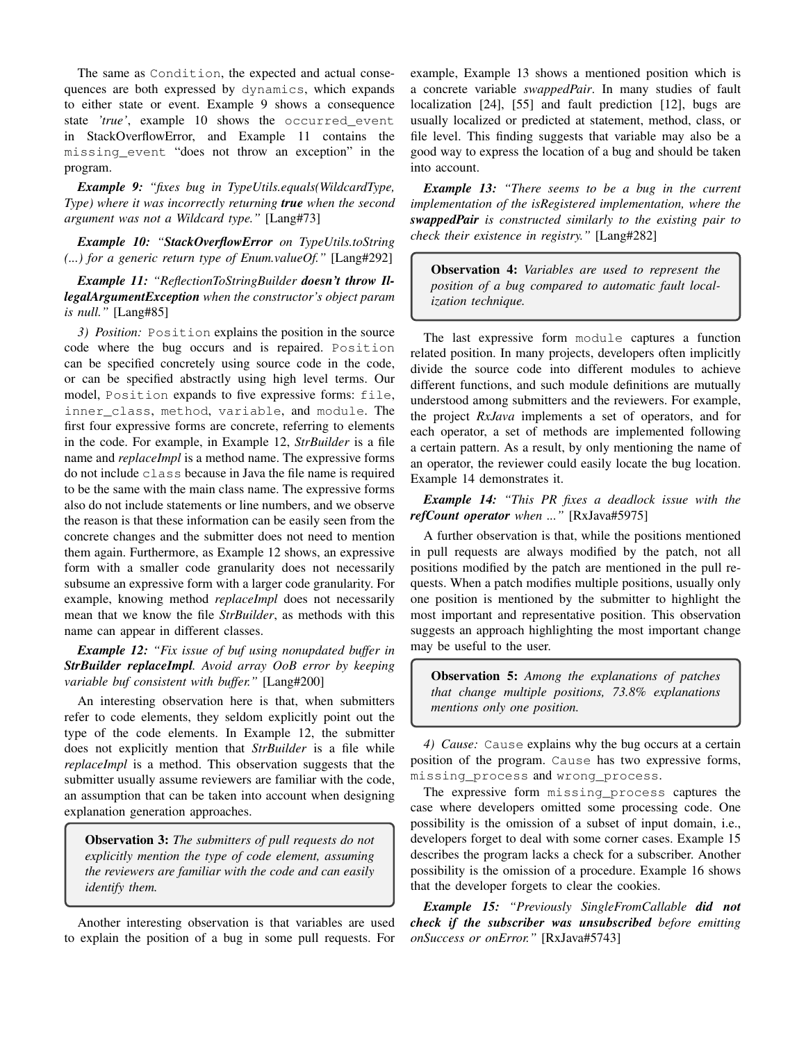The same as `Condition`, the expected and actual consequences are both expressed by `dynamics`, which expands to either state or event. Example 9 shows a consequence state *'true'*, example 10 shows the `occurred_event` in StackOverflowError, and Example 11 contains the `missing_event` "does not throw an exception" in the program.

***Example 9:*** *"fixes bug in TypeUtils.equals(WildcardType, Type) where it was incorrectly returning* ***true*** *when the second argument was not a Wildcard type."* [Lang#73]

***Example 10:*** *"****StackOverflowError*** *on TypeUtils.toString (...) for a generic return type of Enum.valueOf."* [Lang#292]

***Example 11:*** *"ReflectionToStringBuilder* ***doesn't throw IllegalArgumentException*** *when the constructor's object param is null."* [Lang#85]

*3) Position:* `Position` explains the position in the source code where the bug occurs and is repaired. `Position` can be specified concretely using source code in the code, or can be specified abstractly using high level terms. Our model, `Position` expands to five expressive forms: `file`, `inner_class`, `method`, `variable`, and `module`. The first four expressive forms are concrete, referring to elements in the code. For example, in Example 12, *StrBuilder* is a file name and *replaceImpl* is a method name. The expressive forms do not include `class` because in Java the file name is required to be the same with the main class name. The expressive forms also do not include statements or line numbers, and we observe the reason is that these information can be easily seen from the concrete changes and the submitter does not need to mention them again. Furthermore, as Example 12 shows, an expressive form with a smaller code granularity does not necessarily subsume an expressive form with a larger code granularity. For example, knowing method *replaceImpl* does not necessarily mean that we know the file *StrBuilder*, as methods with this name can appear in different classes.

***Example 12:*** *"Fix issue of buf using nonupdated buffer in* ***StrBuilder replaceImpl****. Avoid array OoB error by keeping variable buf consistent with buffer."* [Lang#200]

An interesting observation here is that, when submitters refer to code elements, they seldom explicitly point out the type of the code elements. In Example 12, the submitter does not explicitly mention that *StrBuilder* is a file while *replaceImpl* is a method. This observation suggests that the submitter usually assume reviewers are familiar with the code, an assumption that can be taken into account when designing explanation generation approaches.

> **Observation 3:** *The submitters of pull requests do not explicitly mention the type of code element, assuming the reviewers are familiar with the code and can easily identify them.*

Another interesting observation is that variables are used to explain the position of a bug in some pull requests. For example, Example 13 shows a mentioned position which is a concrete variable *swappedPair*. In many studies of fault localization [24], [55] and fault prediction [12], bugs are usually localized or predicted at statement, method, class, or file level. This finding suggests that variable may also be a good way to express the location of a bug and should be taken into account.

***Example 13:*** *"There seems to be a bug in the current implementation of the isRegistered implementation, where the* ***swappedPair*** *is constructed similarly to the existing pair to check their existence in registry."* [Lang#282]

> **Observation 4:** *Variables are used to represent the position of a bug compared to automatic fault localization technique.*

The last expressive form `module` captures a function related position. In many projects, developers often implicitly divide the source code into different modules to achieve different functions, and such module definitions are mutually understood among submitters and the reviewers. For example, the project *RxJava* implements a set of operators, and for each operator, a set of methods are implemented following a certain pattern. As a result, by only mentioning the name of an operator, the reviewer could easily locate the bug location. Example 14 demonstrates it.

***Example 14:*** *"This PR fixes a deadlock issue with the* ***refCount operator*** *when ..."* [RxJava#5975]

A further observation is that, while the positions mentioned in pull requests are always modified by the patch, not all positions modified by the patch are mentioned in the pull requests. When a patch modifies multiple positions, usually only one position is mentioned by the submitter to highlight the most important and representative position. This observation suggests an approach highlighting the most important change may be useful to the user.

> **Observation 5:** *Among the explanations of patches that change multiple positions, 73.8% explanations mentions only one position.*

*4) Cause:* `Cause` explains why the bug occurs at a certain position of the program. `Cause` has two expressive forms, `missing_process` and `wrong_process`.

The expressive form `missing_process` captures the case where developers omitted some processing code. One possibility is the omission of a subset of input domain, i.e., developers forget to deal with some corner cases. Example 15 describes the program lacks a check for a subscriber. Another possibility is the omission of a procedure. Example 16 shows that the developer forgets to clear the cookies.

***Example 15:*** *"Previously SingleFromCallable* ***did not check if the subscriber was unsubscribed*** *before emitting onSuccess or onError."* [RxJava#5743]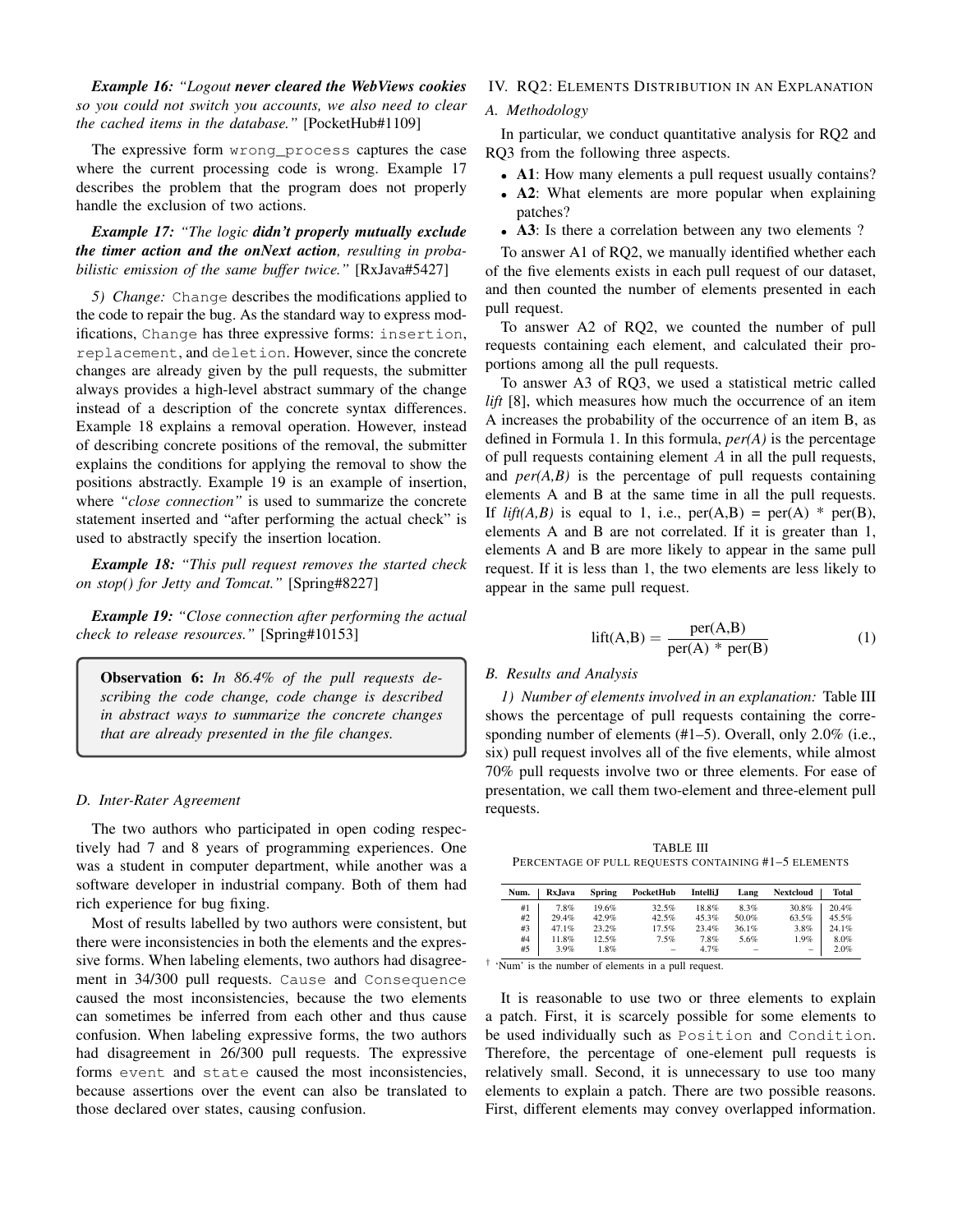***Example 16:*** *"Logout **never cleared the WebViews cookies** so you could not switch you accounts, we also need to clear the cached items in the database."* [PocketHub#1109]

The expressive form `wrong_process` captures the case where the current processing code is wrong. Example 17 describes the problem that the program does not properly handle the exclusion of two actions.

***Example 17:*** *"The logic **didn't properly mutually exclude the timer action and the onNext action**, resulting in probabilistic emission of the same buffer twice."* [RxJava#5427]

*5) Change:* `Change` describes the modifications applied to the code to repair the bug. As the standard way to express modifications, `Change` has three expressive forms: `insertion`, `replacement`, and `deletion`. However, since the concrete changes are already given by the pull requests, the submitter always provides a high-level abstract summary of the change instead of a description of the concrete syntax differences. Example 18 explains a removal operation. However, instead of describing concrete positions of the removal, the submitter explains the conditions for applying the removal to show the positions abstractly. Example 19 is an example of insertion, where *"close connection"* is used to summarize the concrete statement inserted and "after performing the actual check" is used to abstractly specify the insertion location.

***Example 18:*** *"This pull request removes the started check on stop() for Jetty and Tomcat."* [Spring#8227]

***Example 19:*** *"Close connection after performing the actual check to release resources."* [Spring#10153]

> **Observation 6:** *In 86.4% of the pull requests describing the code change, code change is described in abstract ways to summarize the concrete changes that are already presented in the file changes.*

### D. Inter-Rater Agreement

The two authors who participated in open coding respectively had 7 and 8 years of programming experiences. One was a student in computer department, while another was a software developer in industrial company. Both of them had rich experience for bug fixing.

Most of results labelled by two authors were consistent, but there were inconsistencies in both the elements and the expressive forms. When labeling elements, two authors had disagreement in 34/300 pull requests. `Cause` and `Consequence` caused the most inconsistencies, because the two elements can sometimes be inferred from each other and thus cause confusion. When labeling expressive forms, the two authors had disagreement in 26/300 pull requests. The expressive forms `event` and `state` caused the most inconsistencies, because assertions over the event can also be translated to those declared over states, causing confusion.

## IV. RQ2: Elements Distribution in an Explanation

### A. Methodology

In particular, we conduct quantitative analysis for RQ2 and RQ3 from the following three aspects.

- **A1**: How many elements a pull request usually contains?
- **A2**: What elements are more popular when explaining patches?
- **A3**: Is there a correlation between any two elements ?

To answer A1 of RQ2, we manually identified whether each of the five elements exists in each pull request of our dataset, and then counted the number of elements presented in each pull request.

To answer A2 of RQ2, we counted the number of pull requests containing each element, and calculated their proportions among all the pull requests.

To answer A3 of RQ3, we used a statistical metric called *lift* [8], which measures how much the occurrence of an item A increases the probability of the occurrence of an item B, as defined in Formula 1. In this formula, *per(A)* is the percentage of pull requests containing element $A$ in all the pull requests, and *per(A,B)* is the percentage of pull requests containing elements A and B at the same time in all the pull requests. If *lift(A,B)* is equal to 1, i.e., per(A,B) = per(A) * per(B), elements A and B are not correlated. If it is greater than 1, elements A and B are more likely to appear in the same pull request. If it is less than 1, the two elements are less likely to appear in the same pull request.

$$\text{lift(A,B)} = \frac{\text{per(A,B)}}{\text{per(A) * per(B)}} \tag{1}$$

### B. Results and Analysis

*1) Number of elements involved in an explanation:* Table III shows the percentage of pull requests containing the corresponding number of elements (#1–5). Overall, only 2.0% (i.e., six) pull request involves all of the five elements, while almost 70% pull requests involve two or three elements. For ease of presentation, we call them two-element and three-element pull requests.

TABLE III
Percentage of pull requests containing #1–5 elements

| Num. | RxJava | Spring | PocketHub | IntelliJ | Lang | Nextcloud | Total |
|---|---|---|---|---|---|---|---|
| #1 | 7.8% | 19.6% | 32.5% | 18.8% | 8.3% | 30.8% | 20.4% |
| #2 | 29.4% | 42.9% | 42.5% | 45.3% | 50.0% | 63.5% | 45.5% |
| #3 | 47.1% | 23.2% | 17.5% | 23.4% | 36.1% | 3.8% | 24.1% |
| #4 | 11.8% | 12.5% | 7.5% | 7.8% | 5.6% | 1.9% | 8.0% |
| #5 | 3.9% | 1.8% | – | 4.7% | – | – | 2.0% |

† 'Num' is the number of elements in a pull request.

It is reasonable to use two or three elements to explain a patch. First, it is scarcely possible for some elements to be used individually such as `Position` and `Condition`. Therefore, the percentage of one-element pull requests is relatively small. Second, it is unnecessary to use too many elements to explain a patch. There are two possible reasons. First, different elements may convey overlapped information.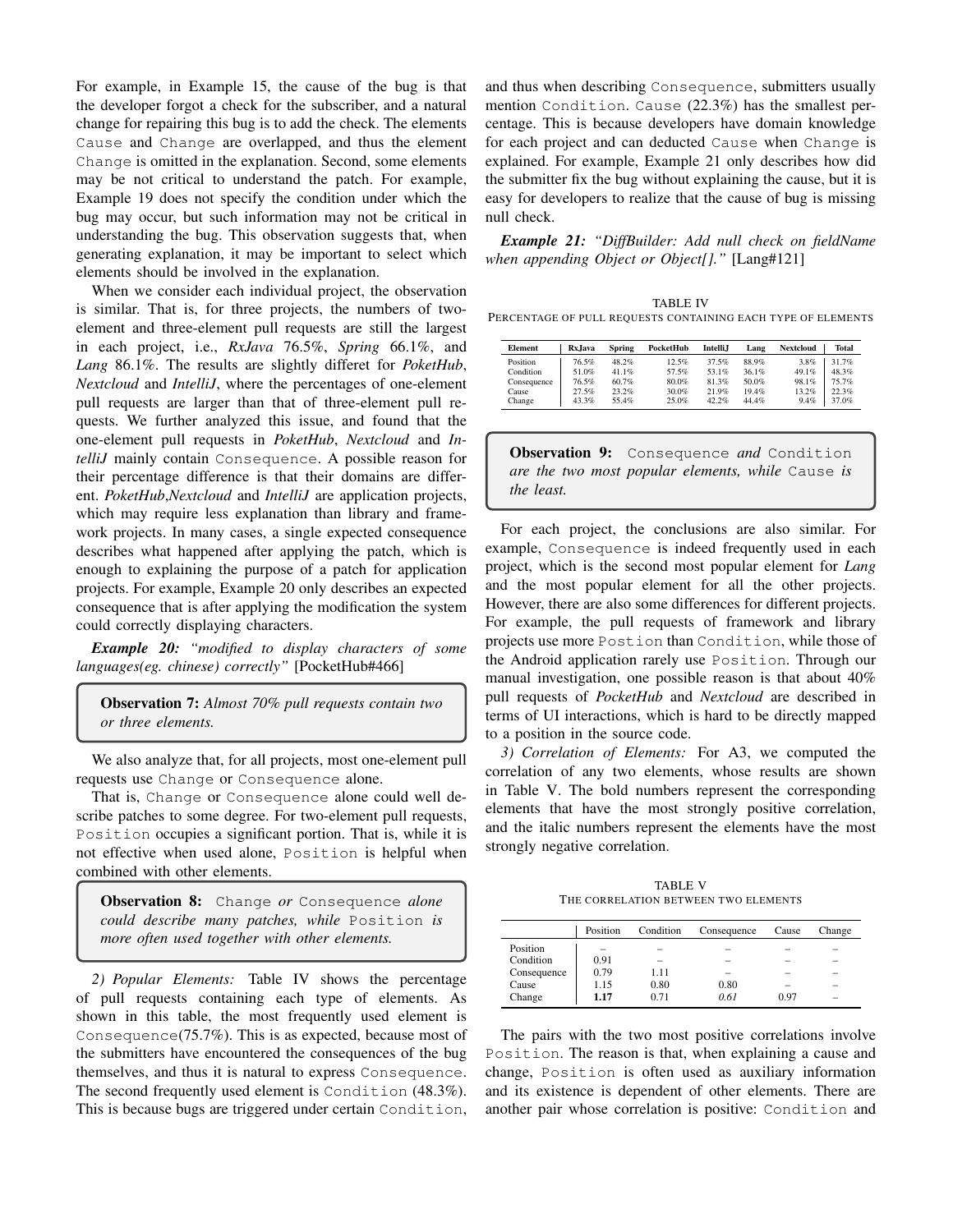For example, in Example 15, the cause of the bug is that the developer forgot a check for the subscriber, and a natural change for repairing this bug is to add the check. The elements `Cause` and `Change` are overlapped, and thus the element `Change` is omitted in the explanation. Second, some elements may be not critical to understand the patch. For example, Example 19 does not specify the condition under which the bug may occur, but such information may not be critical in understanding the bug. This observation suggests that, when generating explanation, it may be important to select which elements should be involved in the explanation.

When we consider each individual project, the observation is similar. That is, for three projects, the numbers of two-element and three-element pull requests are still the largest in each project, i.e., *RxJava* 76.5%, *Spring* 66.1%, and *Lang* 86.1%. The results are slightly differet for *PoketHub*, *Nextcloud* and *IntelliJ*, where the percentages of one-element pull requests are larger than that of three-element pull requests. We further analyzed this issue, and found that the one-element pull requests in *PoketHub*, *Nextcloud* and *IntelliJ* mainly contain `Consequence`. A possible reason for their percentage difference is that their domains are different. *PoketHub*,*Nextcloud* and *IntelliJ* are application projects, which may require less explanation than library and framework projects. In many cases, a single expected consequence describes what happened after applying the patch, which is enough to explaining the purpose of a patch for application projects. For example, Example 20 only describes an expected consequence that is after applying the modification the system could correctly displaying characters.

***Example 20:*** *"modified to display characters of some languages(eg. chinese) correctly"* [PocketHub#466]

> **Observation 7:** *Almost 70% pull requests contain two or three elements.*

We also analyze that, for all projects, most one-element pull requests use `Change` or `Consequence` alone.

That is, `Change` or `Consequence` alone could well describe patches to some degree. For two-element pull requests, `Position` occupies a significant portion. That is, while it is not effective when used alone, `Position` is helpful when combined with other elements.

> **Observation 8:** `Change` *or* `Consequence` *alone could describe many patches, while* `Position` *is more often used together with other elements.*

*2) Popular Elements:* Table IV shows the percentage of pull requests containing each type of elements. As shown in this table, the most frequently used element is `Consequence`(75.7%). This is as expected, because most of the submitters have encountered the consequences of the bug themselves, and thus it is natural to express `Consequence`. The second frequently used element is `Condition` (48.3%). This is because bugs are triggered under certain `Condition`, and thus when describing `Consequence`, submitters usually mention `Condition`. `Cause` (22.3%) has the smallest percentage. This is because developers have domain knowledge for each project and can deducted `Cause` when `Change` is explained. For example, Example 21 only describes how did the submitter fix the bug without explaining the cause, but it is easy for developers to realize that the cause of bug is missing null check.

***Example 21:*** *"DiffBuilder: Add null check on fieldName when appending Object or Object[]."* [Lang#121]

TABLE IV
PERCENTAGE OF PULL REQUESTS CONTAINING EACH TYPE OF ELEMENTS

| Element | RxJava | Spring | PocketHub | IntelliJ | Lang | Nextcloud | Total |
|---|---|---|---|---|---|---|---|
| Position | 76.5% | 48.2% | 12.5% | 37.5% | 88.9% | 3.8% | 31.7% |
| Condition | 51.0% | 41.1% | 57.5% | 53.1% | 36.1% | 49.1% | 48.3% |
| Consequence | 76.5% | 60.7% | 80.0% | 81.3% | 50.0% | 98.1% | 75.7% |
| Cause | 27.5% | 23.2% | 30.0% | 21.9% | 19.4% | 13.2% | 22.3% |
| Change | 43.3% | 55.4% | 25.0% | 42.2% | 44.4% | 9.4% | 37.0% |

> **Observation 9:** `Consequence` *and* `Condition` *are the two most popular elements, while* `Cause` *is the least.*

For each project, the conclusions are also similar. For example, `Consequence` is indeed frequently used in each project, which is the second most popular element for *Lang* and the most popular element for all the other projects. However, there are also some differences for different projects. For example, the pull requests of framework and library projects use more `Postion` than `Condition`, while those of the Android application rarely use `Position`. Through our manual investigation, one possible reason is that about 40% pull requests of *PocketHub* and *Nextcloud* are described in terms of UI interactions, which is hard to be directly mapped to a position in the source code.

*3) Correlation of Elements:* For A3, we computed the correlation of any two elements, whose results are shown in Table V. The bold numbers represent the corresponding elements that have the most strongly positive correlation, and the italic numbers represent the elements have the most strongly negative correlation.

TABLE V
THE CORRELATION BETWEEN TWO ELEMENTS

| | Position | Condition | Consequence | Cause | Change |
|---|---|---|---|---|---|
| Position | – | – | – | – | – |
| Condition | 0.91 | – | – | – | – |
| Consequence | 0.79 | 1.11 | – | – | – |
| Cause | 1.15 | 0.80 | 0.80 | – | – |
| Change | **1.17** | 0.71 | *0.61* | 0.97 | – |

The pairs with the two most positive correlations involve `Position`. The reason is that, when explaining a cause and change, `Position` is often used as auxiliary information and its existence is dependent of other elements. There are another pair whose correlation is positive: `Condition` and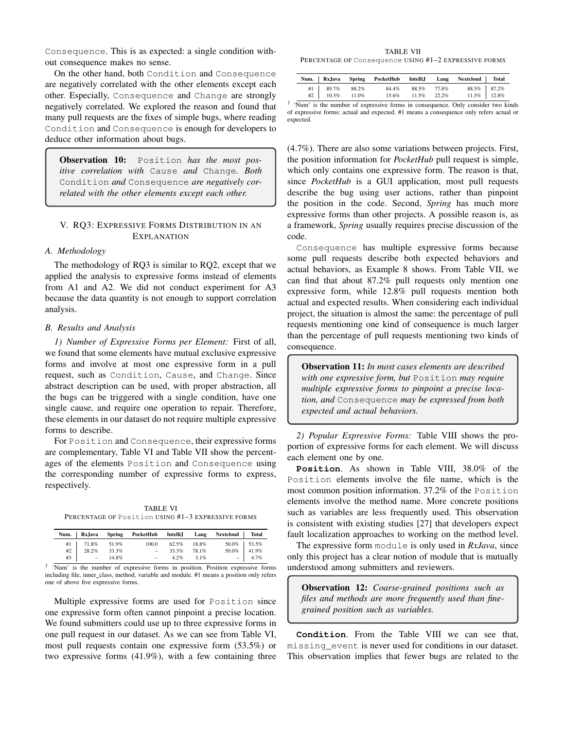Consequence. This is as expected: a single condition without consequence makes no sense.

On the other hand, both Condition and Consequence are negatively correlated with the other elements except each other. Especially, Consequence and Change are strongly negatively correlated. We explored the reason and found that many pull requests are the fixes of simple bugs, where reading Condition and Consequence is enough for developers to deduce other information about bugs.

> **Observation 10:** *Position has the most positive correlation with Cause and Change. Both Condition and Consequence are negatively correlated with the other elements except each other.*

## V. RQ3: Expressive Forms Distribution in an Explanation

### A. Methodology

The methodology of RQ3 is similar to RQ2, except that we applied the analysis to expressive forms instead of elements from A1 and A2. We did not conduct experiment for A3 because the data quantity is not enough to support correlation analysis.

### B. Results and Analysis

*1) Number of Expressive Forms per Element:* First of all, we found that some elements have mutual exclusive expressive forms and involve at most one expressive form in a pull request, such as Condition, Cause, and Change. Since abstract description can be used, with proper abstraction, all the bugs can be triggered with a single condition, have one single cause, and require one operation to repair. Therefore, these elements in our dataset do not require multiple expressive forms to describe.

For Position and Consequence, their expressive forms are complementary, Table VI and Table VII show the percentages of the elements Position and Consequence using the corresponding number of expressive forms to express, respectively.

TABLE VI
Percentage of Position using #1–3 expressive forms

| Num. | RxJava | Spring | PocketHub | IntelliJ | Lang | Nextcloud | Total |
|---|---|---|---|---|---|---|---|
| #1 | 71.8% | 51.9% | 100.0 | 62.5% | 18.8% | 50.0% | 53.5% |
| #2 | 28.2% | 33.3% | – | 33.3% | 78.1% | 50.0% | 41.9% |
| #3 | – | 14.8% | – | 4.2% | 3.1% | – | 4.7% |

† 'Num' is the number of expressive forms in position. Position expressive forms including file, inner_class, method, variable and module. #1 means a position only refers one of above five expressive forms.

Multiple expressive forms are used for Position since one expressive form often cannot pinpoint a precise location. We found submitters could use up to three expressive forms in one pull request in our dataset. As we can see from Table VI, most pull requests contain one expressive form (53.5%) or two expressive forms (41.9%), with a few containing three (4.7%). There are also some variations between projects. First, the position information for *PocketHub* pull request is simple, which only contains one expressive form. The reason is that, since *PocketHub* is a GUI application, most pull requests describe the bug using user actions, rather than pinpoint the position in the code. Second, *Spring* has much more expressive forms than other projects. A possible reason is, as a framework, *Spring* usually requires precise discussion of the code.

TABLE VII
Percentage of Consequence using #1–2 expressive forms

| Num. | RxJava | Spring | PocketHub | IntelliJ | Lang | Nextcloud | Total |
|---|---|---|---|---|---|---|---|
| #1 | 89.7% | 88.2% | 84.4% | 88.5% | 77.8% | 88.5% | 87.2% |
| #2 | 10.3% | 11.0% | 15.6% | 11.5% | 22.2% | 11.5% | 12.8% |

† 'Num' is the number of expressive forms in consequence. Only consider two kinds of expressive forms: actual and expected. #1 means a consequence only refers actual or expected.

Consequence has multiple expressive forms because some pull requests describe both expected behaviors and actual behaviors, as Example 8 shows. From Table VII, we can find that about 87.2% pull requests only mention one expressive form, while 12.8% pull requests mention both actual and expected results. When considering each individual project, the situation is almost the same: the percentage of pull requests mentioning one kind of consequence is much larger than the percentage of pull requests mentioning two kinds of consequence.

> **Observation 11:** *In most cases elements are described with one expressive form, but Position may require multiple expressive forms to pinpoint a precise location, and Consequence may be expressed from both expected and actual behaviors.*

*2) Popular Expressive Forms:* Table VIII shows the proportion of expressive forms for each element. We will discuss each element one by one.

**Position**. As shown in Table VIII, 38.0% of the Position elements involve the file name, which is the most common position information. 37.2% of the Position elements involve the method name. More concrete positions such as variables are less frequently used. This observation is consistent with existing studies [27] that developers expect fault localization approaches to working on the method level.

The expressive form module is only used in *RxJava*, since only this project has a clear notion of module that is mutually understood among submitters and reviewers.

> **Observation 12:** *Coarse-grained positions such as files and methods are more frequently used than fine-grained position such as variables.*

**Condition**. From the Table VIII we can see that, missing_event is never used for conditions in our dataset. This observation implies that fewer bugs are related to the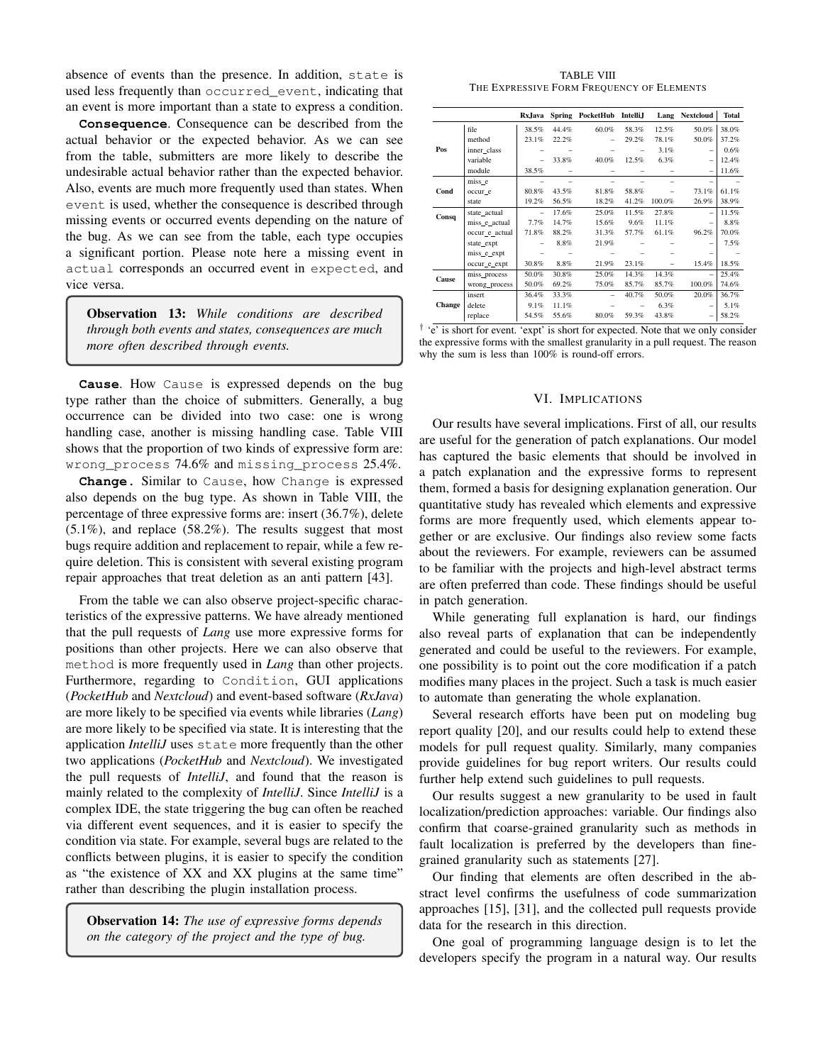absence of events than the presence. In addition, `state` is used less frequently than `occurred_event`, indicating that an event is more important than a state to express a condition.

**Consequence**. Consequence can be described from the actual behavior or the expected behavior. As we can see from the table, submitters are more likely to describe the undesirable actual behavior rather than the expected behavior. Also, events are much more frequently used than states. When `event` is used, whether the consequence is described through missing events or occurred events depending on the nature of the bug. As we can see from the table, each type occupies a significant portion. Please note here a missing event in `actual` corresponds an occurred event in `expected`, and vice versa.

> **Observation 13:** *While conditions are described through both events and states, consequences are much more often described through events.*

**Cause**. How Cause is expressed depends on the bug type rather than the choice of submitters. Generally, a bug occurrence can be divided into two case: one is wrong handling case, another is missing handling case. Table VIII shows that the proportion of two kinds of expressive form are: `wrong_process` 74.6% and `missing_process` 25.4%.

**Change.** Similar to Cause, how Change is expressed also depends on the bug type. As shown in Table VIII, the percentage of three expressive forms are: insert (36.7%), delete (5.1%), and replace (58.2%). The results suggest that most bugs require addition and replacement to repair, while a few require deletion. This is consistent with several existing program repair approaches that treat deletion as an anti pattern [43].

From the table we can also observe project-specific characteristics of the expressive patterns. We have already mentioned that the pull requests of *Lang* use more expressive forms for positions than other projects. Here we can also observe that `method` is more frequently used in *Lang* than other projects. Furthermore, regarding to Condition, GUI applications (*PocketHub* and *Nextcloud*) and event-based software (*RxJava*) are more likely to be specified via events while libraries (*Lang*) are more likely to be specified via state. It is interesting that the application *IntelliJ* uses `state` more frequently than the other two applications (*PocketHub* and *Nextcloud*). We investigated the pull requests of *IntelliJ*, and found that the reason is mainly related to the complexity of *IntelliJ*. Since *IntelliJ* is a complex IDE, the state triggering the bug can often be reached via different event sequences, and it is easier to specify the condition via state. For example, several bugs are related to the conflicts between plugins, it is easier to specify the condition as "the existence of XX and XX plugins at the same time" rather than describing the plugin installation process.

> **Observation 14:** *The use of expressive forms depends on the category of the project and the type of bug.*

TABLE VIII
THE EXPRESSIVE FORM FREQUENCY OF ELEMENTS

| | | RxJava | Spring | PocketHub | IntelliJ | Lang | Nextcloud | Total |
|---|---|---|---|---|---|---|---|---|
| Pos | file | 38.5% | 44.4% | 60.0% | 58.3% | 12.5% | 50.0% | 38.0% |
| | method | 23.1% | 22.2% | – | 29.2% | 78.1% | 50.0% | 37.2% |
| | inner_class | – | – | – | – | 3.1% | – | 0.6% |
| | variable | – | 33.8% | 40.0% | 12.5% | 6.3% | – | 12.4% |
| | module | 38.5% | – | – | – | – | – | 11.6% |
| Cond | miss_e | – | – | – | – | – | – | – |
| | occur_e | 80.8% | 43.5% | 81.8% | 58.8% | – | 73.1% | 61.1% |
| | state | 19.2% | 56.5% | 18.2% | 41.2% | 100.0% | 26.9% | 38.9% |
| Consq | state_actual | – | 17.6% | 25.0% | 11.5% | 27.8% | – | 11.5% |
| | miss_e_actual | 7.7% | 14.7% | 15.6% | 9.6% | 11.1% | – | 8.8% |
| | occur_e_actual | 71.8% | 88.2% | 31.3% | 57.7% | 61.1% | 96.2% | 70.0% |
| | state_expt | – | 8.8% | 21.9% | – | – | – | 7.5% |
| | miss_e_expt | – | – | – | – | – | – | – |
| | occur_e_expt | 30.8% | 8.8% | 21.9% | 23.1% | – | 15.4% | 18.5% |
| Cause | miss_process | 50.0% | 30.8% | 25.0% | 14.3% | 14.3% | – | 25.4% |
| | wrong_process | 50.0% | 69.2% | 75.0% | 85.7% | 85.7% | 100.0% | 74.6% |
| Change | insert | 36.4% | 33.3% | – | 40.7% | 50.0% | 20.0% | 36.7% |
| | delete | 9.1% | 11.1% | – | – | 6.3% | – | 5.1% |
| | replace | 54.5% | 55.6% | 80.0% | 59.3% | 43.8% | – | 58.2% |

† 'e' is short for event. 'expt' is short for expected. Note that we only consider the expressive forms with the smallest granularity in a pull request. The reason why the sum is less than 100% is round-off errors.

## VI. IMPLICATIONS

Our results have several implications. First of all, our results are useful for the generation of patch explanations. Our model has captured the basic elements that should be involved in a patch explanation and the expressive forms to represent them, formed a basis for designing explanation generation. Our quantitative study has revealed which elements and expressive forms are more frequently used, which elements appear together or are exclusive. Our findings also review some facts about the reviewers. For example, reviewers can be assumed to be familiar with the projects and high-level abstract terms are often preferred than code. These findings should be useful in patch generation.

While generating full explanation is hard, our findings also reveal parts of explanation that can be independently generated and could be useful to the reviewers. For example, one possibility is to point out the core modification if a patch modifies many places in the project. Such a task is much easier to automate than generating the whole explanation.

Several research efforts have been put on modeling bug report quality [20], and our results could help to extend these models for pull request quality. Similarly, many companies provide guidelines for bug report writers. Our results could further help extend such guidelines to pull requests.

Our results suggest a new granularity to be used in fault localization/prediction approaches: variable. Our findings also confirm that coarse-grained granularity such as methods in fault localization is preferred by the developers than fine-grained granularity such as statements [27].

Our finding that elements are often described in the abstract level confirms the usefulness of code summarization approaches [15], [31], and the collected pull requests provide data for the research in this direction.

One goal of programming language design is to let the developers specify the program in a natural way. Our results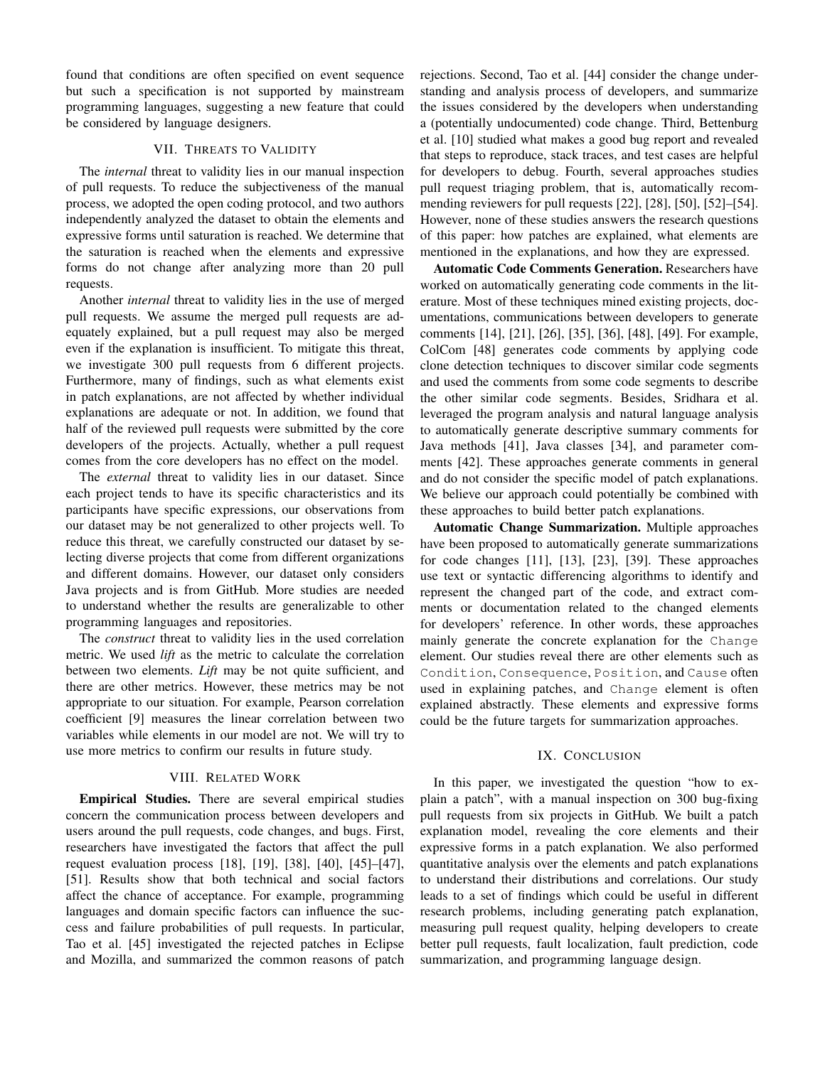found that conditions are often specified on event sequence but such a specification is not supported by mainstream programming languages, suggesting a new feature that could be considered by language designers.

## VII. Threats to Validity

The *internal* threat to validity lies in our manual inspection of pull requests. To reduce the subjectiveness of the manual process, we adopted the open coding protocol, and two authors independently analyzed the dataset to obtain the elements and expressive forms until saturation is reached. We determine that the saturation is reached when the elements and expressive forms do not change after analyzing more than 20 pull requests.

Another *internal* threat to validity lies in the use of merged pull requests. We assume the merged pull requests are adequately explained, but a pull request may also be merged even if the explanation is insufficient. To mitigate this threat, we investigate 300 pull requests from 6 different projects. Furthermore, many of findings, such as what elements exist in patch explanations, are not affected by whether individual explanations are adequate or not. In addition, we found that half of the reviewed pull requests were submitted by the core developers of the projects. Actually, whether a pull request comes from the core developers has no effect on the model.

The *external* threat to validity lies in our dataset. Since each project tends to have its specific characteristics and its participants have specific expressions, our observations from our dataset may be not generalized to other projects well. To reduce this threat, we carefully constructed our dataset by selecting diverse projects that come from different organizations and different domains. However, our dataset only considers Java projects and is from GitHub. More studies are needed to understand whether the results are generalizable to other programming languages and repositories.

The *construct* threat to validity lies in the used correlation metric. We used *lift* as the metric to calculate the correlation between two elements. *Lift* may be not quite sufficient, and there are other metrics. However, these metrics may be not appropriate to our situation. For example, Pearson correlation coefficient [9] measures the linear correlation between two variables while elements in our model are not. We will try to use more metrics to confirm our results in future study.

## VIII. Related Work

**Empirical Studies.** There are several empirical studies concern the communication process between developers and users around the pull requests, code changes, and bugs. First, researchers have investigated the factors that affect the pull request evaluation process [18], [19], [38], [40], [45]–[47], [51]. Results show that both technical and social factors affect the chance of acceptance. For example, programming languages and domain specific factors can influence the success and failure probabilities of pull requests. In particular, Tao et al. [45] investigated the rejected patches in Eclipse and Mozilla, and summarized the common reasons of patch rejections. Second, Tao et al. [44] consider the change understanding and analysis process of developers, and summarize the issues considered by the developers when understanding a (potentially undocumented) code change. Third, Bettenburg et al. [10] studied what makes a good bug report and revealed that steps to reproduce, stack traces, and test cases are helpful for developers to debug. Fourth, several approaches studies pull request triaging problem, that is, automatically recommending reviewers for pull requests [22], [28], [50], [52]–[54]. However, none of these studies answers the research questions of this paper: how patches are explained, what elements are mentioned in the explanations, and how they are expressed.

**Automatic Code Comments Generation.** Researchers have worked on automatically generating code comments in the literature. Most of these techniques mined existing projects, documentations, communications between developers to generate comments [14], [21], [26], [35], [36], [48], [49]. For example, ColCom [48] generates code comments by applying code clone detection techniques to discover similar code segments and used the comments from some code segments to describe the other similar code segments. Besides, Sridhara et al. leveraged the program analysis and natural language analysis to automatically generate descriptive summary comments for Java methods [41], Java classes [34], and parameter comments [42]. These approaches generate comments in general and do not consider the specific model of patch explanations. We believe our approach could potentially be combined with these approaches to build better patch explanations.

**Automatic Change Summarization.** Multiple approaches have been proposed to automatically generate summarizations for code changes [11], [13], [23], [39]. These approaches use text or syntactic differencing algorithms to identify and represent the changed part of the code, and extract comments or documentation related to the changed elements for developers' reference. In other words, these approaches mainly generate the concrete explanation for the `Change` element. Our studies reveal there are other elements such as `Condition`, `Consequence`, `Position`, and `Cause` often used in explaining patches, and `Change` element is often explained abstractly. These elements and expressive forms could be the future targets for summarization approaches.

## IX. Conclusion

In this paper, we investigated the question "how to explain a patch", with a manual inspection on 300 bug-fixing pull requests from six projects in GitHub. We built a patch explanation model, revealing the core elements and their expressive forms in a patch explanation. We also performed quantitative analysis over the elements and patch explanations to understand their distributions and correlations. Our study leads to a set of findings which could be useful in different research problems, including generating patch explanation, measuring pull request quality, helping developers to create better pull requests, fault localization, fault prediction, code summarization, and programming language design.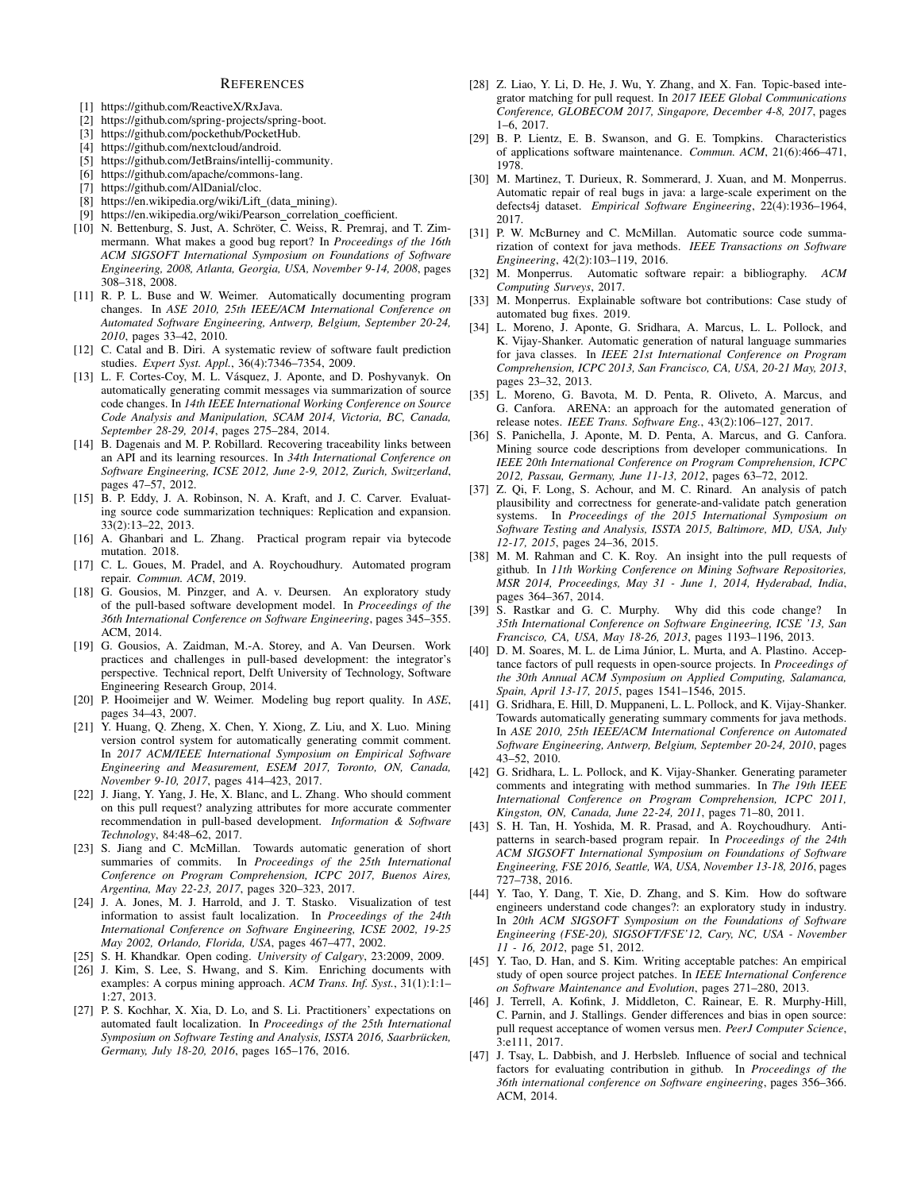## REFERENCES

[1] https://github.com/ReactiveX/RxJava.

[2] https://github.com/spring-projects/spring-boot.

[3] https://github.com/pockethub/PocketHub.

[4] https://github.com/nextcloud/android.

[5] https://github.com/JetBrains/intellij-community.

[6] https://github.com/apache/commons-lang.

[7] https://github.com/AlDanial/cloc.

[8] https://en.wikipedia.org/wiki/Lift_(data_mining).

[9] https://en.wikipedia.org/wiki/Pearson_correlation_coefficient.

[10] N. Bettenburg, S. Just, A. Schröter, C. Weiss, R. Premraj, and T. Zimmermann. What makes a good bug report? In *Proceedings of the 16th ACM SIGSOFT International Symposium on Foundations of Software Engineering, 2008, Atlanta, Georgia, USA, November 9-14, 2008*, pages 308–318, 2008.

[11] R. P. L. Buse and W. Weimer. Automatically documenting program changes. In *ASE 2010, 25th IEEE/ACM International Conference on Automated Software Engineering, Antwerp, Belgium, September 20-24, 2010*, pages 33–42, 2010.

[12] C. Catal and B. Diri. A systematic review of software fault prediction studies. *Expert Syst. Appl.*, 36(4):7346–7354, 2009.

[13] L. F. Cortes-Coy, M. L. Vásquez, J. Aponte, and D. Poshyvanyk. On automatically generating commit messages via summarization of source code changes. In *14th IEEE International Working Conference on Source Code Analysis and Manipulation, SCAM 2014, Victoria, BC, Canada, September 28-29, 2014*, pages 275–284, 2014.

[14] B. Dagenais and M. P. Robillard. Recovering traceability links between an API and its learning resources. In *34th International Conference on Software Engineering, ICSE 2012, June 2-9, 2012, Zurich, Switzerland*, pages 47–57, 2012.

[15] B. P. Eddy, J. A. Robinson, N. A. Kraft, and J. C. Carver. Evaluating source code summarization techniques: Replication and expansion. 33(2):13–22, 2013.

[16] A. Ghanbari and L. Zhang. Practical program repair via bytecode mutation. 2018.

[17] C. L. Goues, M. Pradel, and A. Roychoudhury. Automated program repair. *Commun. ACM*, 2019.

[18] G. Gousios, M. Pinzger, and A. v. Deursen. An exploratory study of the pull-based software development model. In *Proceedings of the 36th International Conference on Software Engineering*, pages 345–355. ACM, 2014.

[19] G. Gousios, A. Zaidman, M.-A. Storey, and A. Van Deursen. Work practices and challenges in pull-based development: the integrator's perspective. Technical report, Delft University of Technology, Software Engineering Research Group, 2014.

[20] P. Hooimeijer and W. Weimer. Modeling bug report quality. In *ASE*, pages 34–43, 2007.

[21] Y. Huang, Q. Zheng, X. Chen, Y. Xiong, Z. Liu, and X. Luo. Mining version control system for automatically generating commit comment. In *2017 ACM/IEEE International Symposium on Empirical Software Engineering and Measurement, ESEM 2017, Toronto, ON, Canada, November 9-10, 2017*, pages 414–423, 2017.

[22] J. Jiang, Y. Yang, J. He, X. Blanc, and L. Zhang. Who should comment on this pull request? analyzing attributes for more accurate commenter recommendation in pull-based development. *Information & Software Technology*, 84:48–62, 2017.

[23] S. Jiang and C. McMillan. Towards automatic generation of short summaries of commits. In *Proceedings of the 25th International Conference on Program Comprehension, ICPC 2017, Buenos Aires, Argentina, May 22-23, 2017*, pages 320–323, 2017.

[24] J. A. Jones, M. J. Harrold, and J. T. Stasko. Visualization of test information to assist fault localization. In *Proceedings of the 24th International Conference on Software Engineering, ICSE 2002, 19-25 May 2002, Orlando, Florida, USA*, pages 467–477, 2002.

[25] S. H. Khandkar. Open coding. *University of Calgary*, 23:2009, 2009.

[26] J. Kim, S. Lee, S. Hwang, and S. Kim. Enriching documents with examples: A corpus mining approach. *ACM Trans. Inf. Syst.*, 31(1):1:1–1:27, 2013.

[27] P. S. Kochhar, X. Xia, D. Lo, and S. Li. Practitioners' expectations on automated fault localization. In *Proceedings of the 25th International Symposium on Software Testing and Analysis, ISSTA 2016, Saarbrücken, Germany, July 18-20, 2016*, pages 165–176, 2016.

[28] Z. Liao, Y. Li, D. He, J. Wu, Y. Zhang, and X. Fan. Topic-based integrator matching for pull request. In *2017 IEEE Global Communications Conference, GLOBECOM 2017, Singapore, December 4-8, 2017*, pages 1–6, 2017.

[29] B. P. Lientz, E. B. Swanson, and G. E. Tompkins. Characteristics of applications software maintenance. *Commun. ACM*, 21(6):466–471, 1978.

[30] M. Martinez, T. Durieux, R. Sommerard, J. Xuan, and M. Monperrus. Automatic repair of real bugs in java: a large-scale experiment on the defects4j dataset. *Empirical Software Engineering*, 22(4):1936–1964, 2017.

[31] P. W. McBurney and C. McMillan. Automatic source code summarization of context for java methods. *IEEE Transactions on Software Engineering*, 42(2):103–119, 2016.

[32] M. Monperrus. Automatic software repair: a bibliography. *ACM Computing Surveys*, 2017.

[33] M. Monperrus. Explainable software bot contributions: Case study of automated bug fixes. 2019.

[34] L. Moreno, J. Aponte, G. Sridhara, A. Marcus, L. L. Pollock, and K. Vijay-Shanker. Automatic generation of natural language summaries for java classes. In *IEEE 21st International Conference on Program Comprehension, ICPC 2013, San Francisco, CA, USA, 20-21 May, 2013*, pages 23–32, 2013.

[35] L. Moreno, G. Bavota, M. D. Penta, R. Oliveto, A. Marcus, and G. Canfora. ARENA: an approach for the automated generation of release notes. *IEEE Trans. Software Eng.*, 43(2):106–127, 2017.

[36] S. Panichella, J. Aponte, M. D. Penta, A. Marcus, and G. Canfora. Mining source code descriptions from developer communications. In *IEEE 20th International Conference on Program Comprehension, ICPC 2012, Passau, Germany, June 11-13, 2012*, pages 63–72, 2012.

[37] Z. Qi, F. Long, S. Achour, and M. C. Rinard. An analysis of patch plausibility and correctness for generate-and-validate patch generation systems. In *Proceedings of the 2015 International Symposium on Software Testing and Analysis, ISSTA 2015, Baltimore, MD, USA, July 12-17, 2015*, pages 24–36, 2015.

[38] M. M. Rahman and C. K. Roy. An insight into the pull requests of github. In *11th Working Conference on Mining Software Repositories, MSR 2014, Proceedings, May 31 - June 1, 2014, Hyderabad, India*, pages 364–367, 2014.

[39] S. Rastkar and G. C. Murphy. Why did this code change? In *35th International Conference on Software Engineering, ICSE '13, San Francisco, CA, USA, May 18-26, 2013*, pages 1193–1196, 2013.

[40] D. M. Soares, M. L. de Lima Júnior, L. Murta, and A. Plastino. Acceptance factors of pull requests in open-source projects. In *Proceedings of the 30th Annual ACM Symposium on Applied Computing, Salamanca, Spain, April 13-17, 2015*, pages 1541–1546, 2015.

[41] G. Sridhara, E. Hill, D. Muppaneni, L. L. Pollock, and K. Vijay-Shanker. Towards automatically generating summary comments for java methods. In *ASE 2010, 25th IEEE/ACM International Conference on Automated Software Engineering, Antwerp, Belgium, September 20-24, 2010*, pages 43–52, 2010.

[42] G. Sridhara, L. L. Pollock, and K. Vijay-Shanker. Generating parameter comments and integrating with method summaries. In *The 19th IEEE International Conference on Program Comprehension, ICPC 2011, Kingston, ON, Canada, June 22-24, 2011*, pages 71–80, 2011.

[43] S. H. Tan, H. Yoshida, M. R. Prasad, and A. Roychoudhury. Anti-patterns in search-based program repair. In *Proceedings of the 24th ACM SIGSOFT International Symposium on Foundations of Software Engineering, FSE 2016, Seattle, WA, USA, November 13-18, 2016*, pages 727–738, 2016.

[44] Y. Tao, Y. Dang, T. Xie, D. Zhang, and S. Kim. How do software engineers understand code changes?: an exploratory study in industry. In *20th ACM SIGSOFT Symposium on the Foundations of Software Engineering (FSE-20), SIGSOFT/FSE'12, Cary, NC, USA - November 11 - 16, 2012*, page 51, 2012.

[45] Y. Tao, D. Han, and S. Kim. Writing acceptable patches: An empirical study of open source project patches. In *IEEE International Conference on Software Maintenance and Evolution*, pages 271–280, 2013.

[46] J. Terrell, A. Kofink, J. Middleton, C. Rainear, E. R. Murphy-Hill, C. Parnin, and J. Stallings. Gender differences and bias in open source: pull request acceptance of women versus men. *PeerJ Computer Science*, 3:e111, 2017.

[47] J. Tsay, L. Dabbish, and J. Herbsleb. Influence of social and technical factors for evaluating contribution in github. In *Proceedings of the 36th international conference on Software engineering*, pages 356–366. ACM, 2014.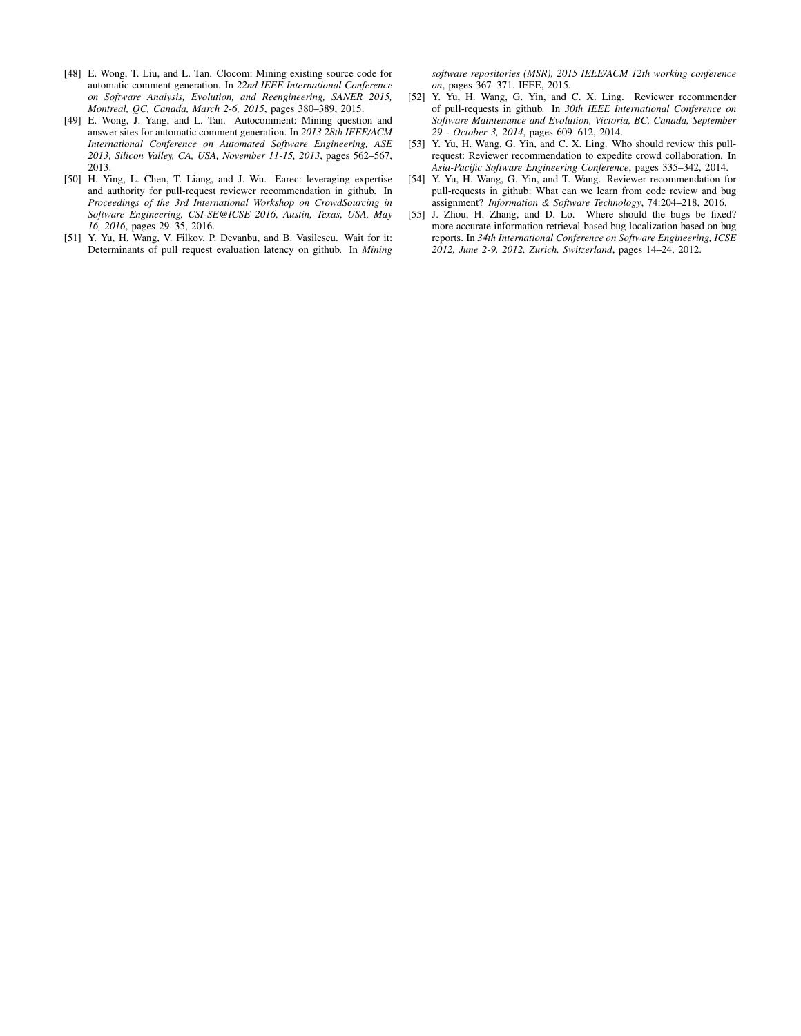[48] E. Wong, T. Liu, and L. Tan. Clocom: Mining existing source code for automatic comment generation. In *22nd IEEE International Conference on Software Analysis, Evolution, and Reengineering, SANER 2015, Montreal, QC, Canada, March 2-6, 2015*, pages 380–389, 2015.

[49] E. Wong, J. Yang, and L. Tan. Autocomment: Mining question and answer sites for automatic comment generation. In *2013 28th IEEE/ACM International Conference on Automated Software Engineering, ASE 2013, Silicon Valley, CA, USA, November 11-15, 2013*, pages 562–567, 2013.

[50] H. Ying, L. Chen, T. Liang, and J. Wu. Earec: leveraging expertise and authority for pull-request reviewer recommendation in github. In *Proceedings of the 3rd International Workshop on CrowdSourcing in Software Engineering, CSI-SE@ICSE 2016, Austin, Texas, USA, May 16, 2016*, pages 29–35, 2016.

[51] Y. Yu, H. Wang, V. Filkov, P. Devanbu, and B. Vasilescu. Wait for it: Determinants of pull request evaluation latency on github. In *Mining software repositories (MSR), 2015 IEEE/ACM 12th working conference on*, pages 367–371. IEEE, 2015.

[52] Y. Yu, H. Wang, G. Yin, and C. X. Ling. Reviewer recommender of pull-requests in github. In *30th IEEE International Conference on Software Maintenance and Evolution, Victoria, BC, Canada, September 29 - October 3, 2014*, pages 609–612, 2014.

[53] Y. Yu, H. Wang, G. Yin, and C. X. Ling. Who should review this pull-request: Reviewer recommendation to expedite crowd collaboration. In *Asia-Pacific Software Engineering Conference*, pages 335–342, 2014.

[54] Y. Yu, H. Wang, G. Yin, and T. Wang. Reviewer recommendation for pull-requests in github: What can we learn from code review and bug assignment? *Information & Software Technology*, 74:204–218, 2016.

[55] J. Zhou, H. Zhang, and D. Lo. Where should the bugs be fixed? more accurate information retrieval-based bug localization based on bug reports. In *34th International Conference on Software Engineering, ICSE 2012, June 2-9, 2012, Zurich, Switzerland*, pages 14–24, 2012.